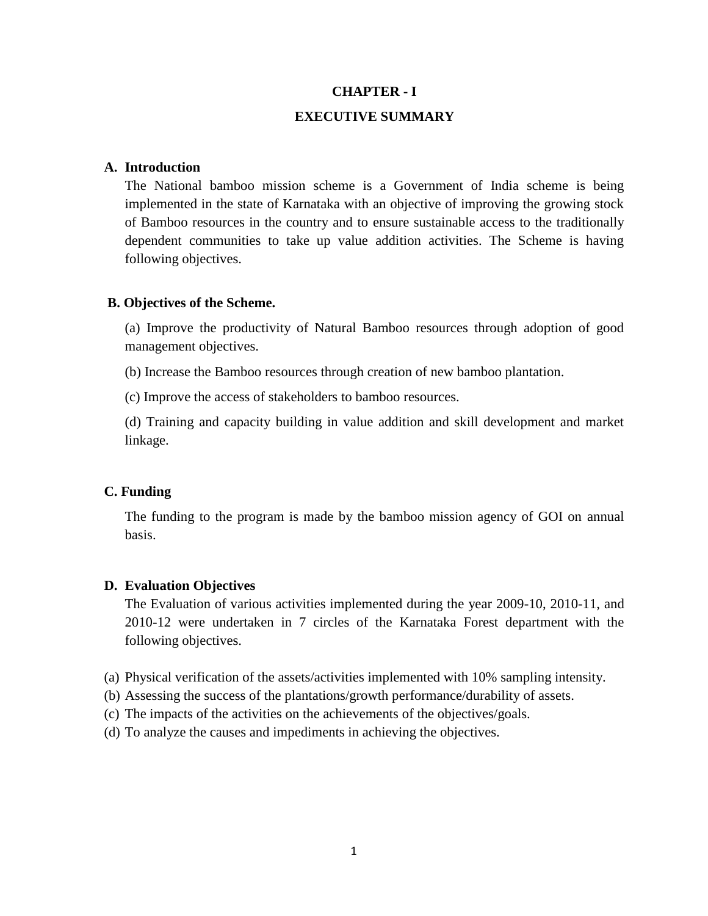# CHAPTER - I

# EXECUTIVE SUMMARY

## A. Introduction

The National bamboo mission scheme is a Government of India scheme is being implemented in the state of Karnataka with an objective of improving the growing stock of Bamboo resources in the country and to ensure sustainable access to the traditionally dependent communities to take up value addition activities. The Scheme is having following objectives.

## B. Objectives of the Scheme.

(a) Improve the productivity of Natural Bamboo resources through adoption of good management objectives.

(b) Increase the Bamboo resources through creation of new bamboo plantation.

(c) Improve the access of stakeholders to bamboo resources.

(d) Training and capacity building in value addition and skill development and market linkage.

## C. Funding

The funding to the program is made by the bamboo mission agency of GOI on annual basis.

## D. Evaluation Objectives

The Evaluation of various activities implemented during the year 2009-10, 2010-11, and 2010-12 were undertaken in 7 circles of the Karnataka Forest department with the following objectives.

(a) Physical verification of the assets/activities implemented with 10% sampling intensity.
(b) Assessing the success of the plantations/growth performance/durability of assets.
(c) The impacts of the activities on the achievements of the objectives/goals.
(d) To analyze the causes and impediments in achieving the objectives.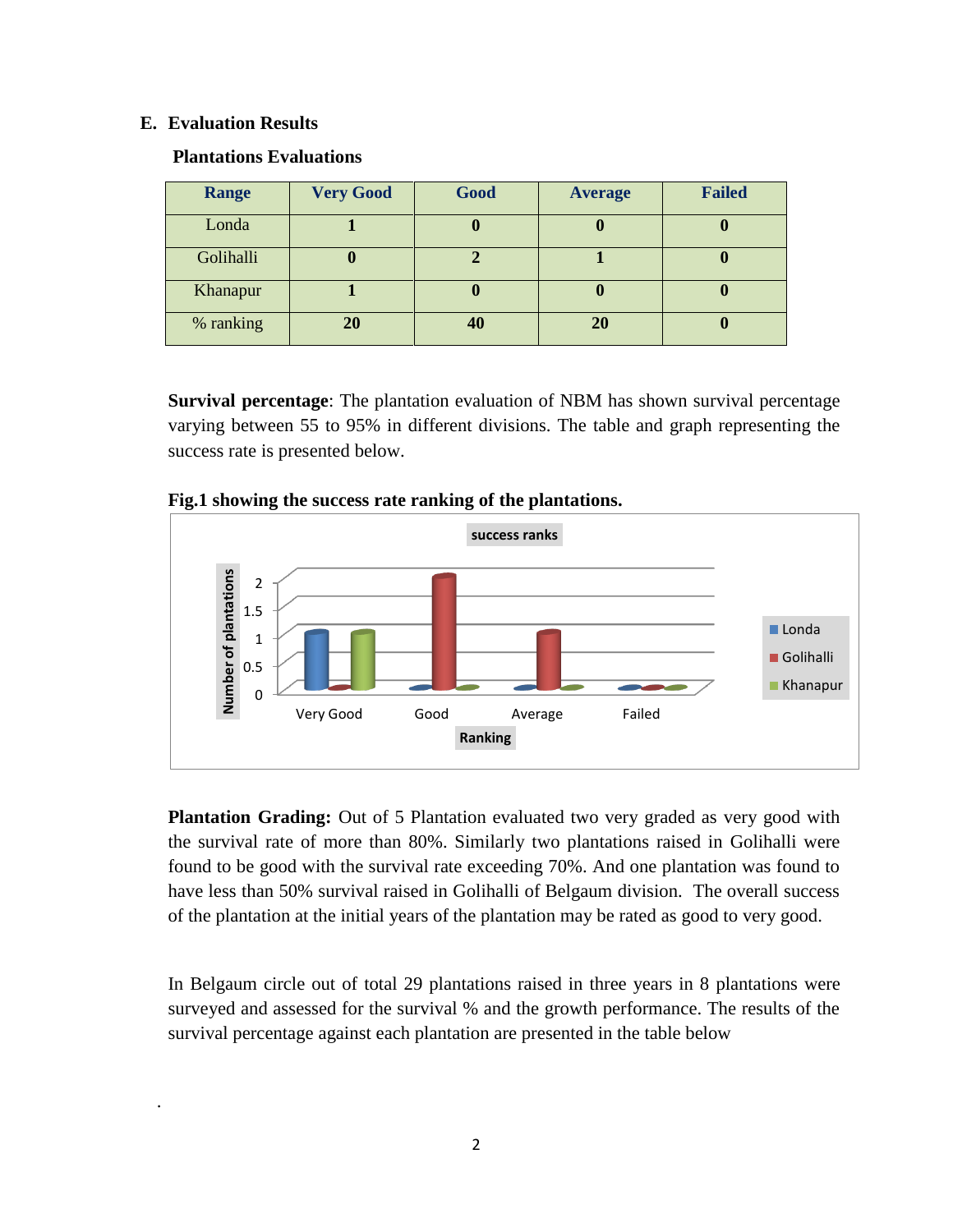## E. Evaluation Results

### Plantations Evaluations

| Range | Very Good | Good | Average | Failed |
|---|---|---|---|---|
| Londa | **1** | **0** | **0** | **0** |
| Golihalli | **0** | **2** | **1** | **0** |
| Khanapur | **1** | **0** | **0** | **0** |
| % ranking | **20** | **40** | **20** | **0** |

**Survival percentage**: The plantation evaluation of NBM has shown survival percentage varying between 55 to 95% in different divisions. The table and graph representing the success rate is presented below.

**Fig.1 showing the success rate ranking of the plantations.**

**Plantation Grading:** Out of 5 Plantation evaluated two very graded as very good with the survival rate of more than 80%. Similarly two plantations raised in Golihalli were found to be good with the survival rate exceeding 70%. And one plantation was found to have less than 50% survival raised in Golihalli of Belgaum division. The overall success of the plantation at the initial years of the plantation may be rated as good to very good.

In Belgaum circle out of total 29 plantations raised in three years in 8 plantations were surveyed and assessed for the survival % and the growth performance. The results of the survival percentage against each plantation are presented in the table below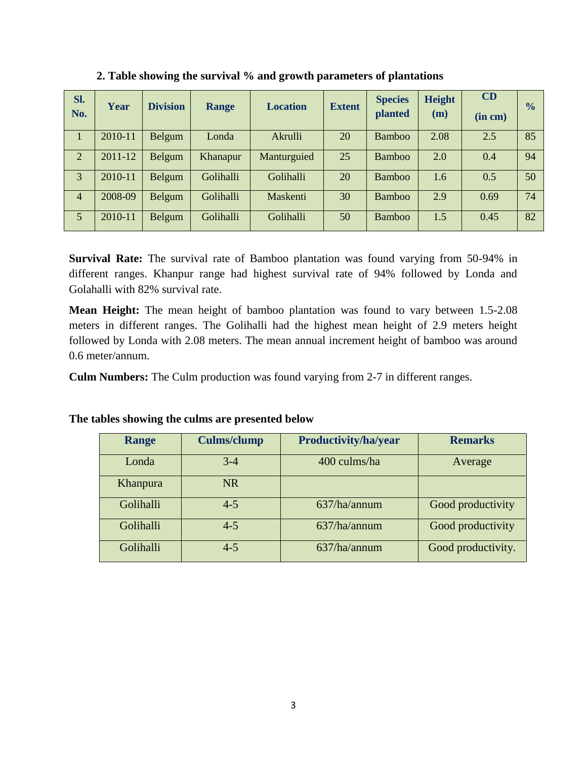**2. Table showing the survival % and growth parameters of plantations**

| Sl. No. | Year | Division | Range | Location | Extent | Species planted | Height (m) | CD (in cm) | % |
|---|---|---|---|---|---|---|---|---|---|
| 1 | 2010-11 | Belgum | Londa | Akrulli | 20 | Bamboo | 2.08 | 2.5 | 85 |
| 2 | 2011-12 | Belgum | Khanapur | Manturguied | 25 | Bamboo | 2.0 | 0.4 | 94 |
| 3 | 2010-11 | Belgum | Golihalli | Golihalli | 20 | Bamboo | 1.6 | 0.5 | 50 |
| 4 | 2008-09 | Belgum | Golihalli | Maskenti | 30 | Bamboo | 2.9 | 0.69 | 74 |
| 5 | 2010-11 | Belgum | Golihalli | Golihalli | 50 | Bamboo | 1.5 | 0.45 | 82 |

**Survival Rate:** The survival rate of Bamboo plantation was found varying from 50-94% in different ranges. Khanpur range had highest survival rate of 94% followed by Londa and Golahalli with 82% survival rate.

**Mean Height:** The mean height of bamboo plantation was found to vary between 1.5-2.08 meters in different ranges. The Golihalli had the highest mean height of 2.9 meters height followed by Londa with 2.08 meters. The mean annual increment height of bamboo was around 0.6 meter/annum.

**Culm Numbers:** The Culm production was found varying from 2-7 in different ranges.

**The tables showing the culms are presented below**

| Range | Culms/clump | Productivity/ha/year | Remarks |
|---|---|---|---|
| Londa | 3-4 | 400 culms/ha | Average |
| Khanpura | NR | | |
| Golihalli | 4-5 | 637/ha/annum | Good productivity |
| Golihalli | 4-5 | 637/ha/annum | Good productivity |
| Golihalli | 4-5 | 637/ha/annum | Good productivity. |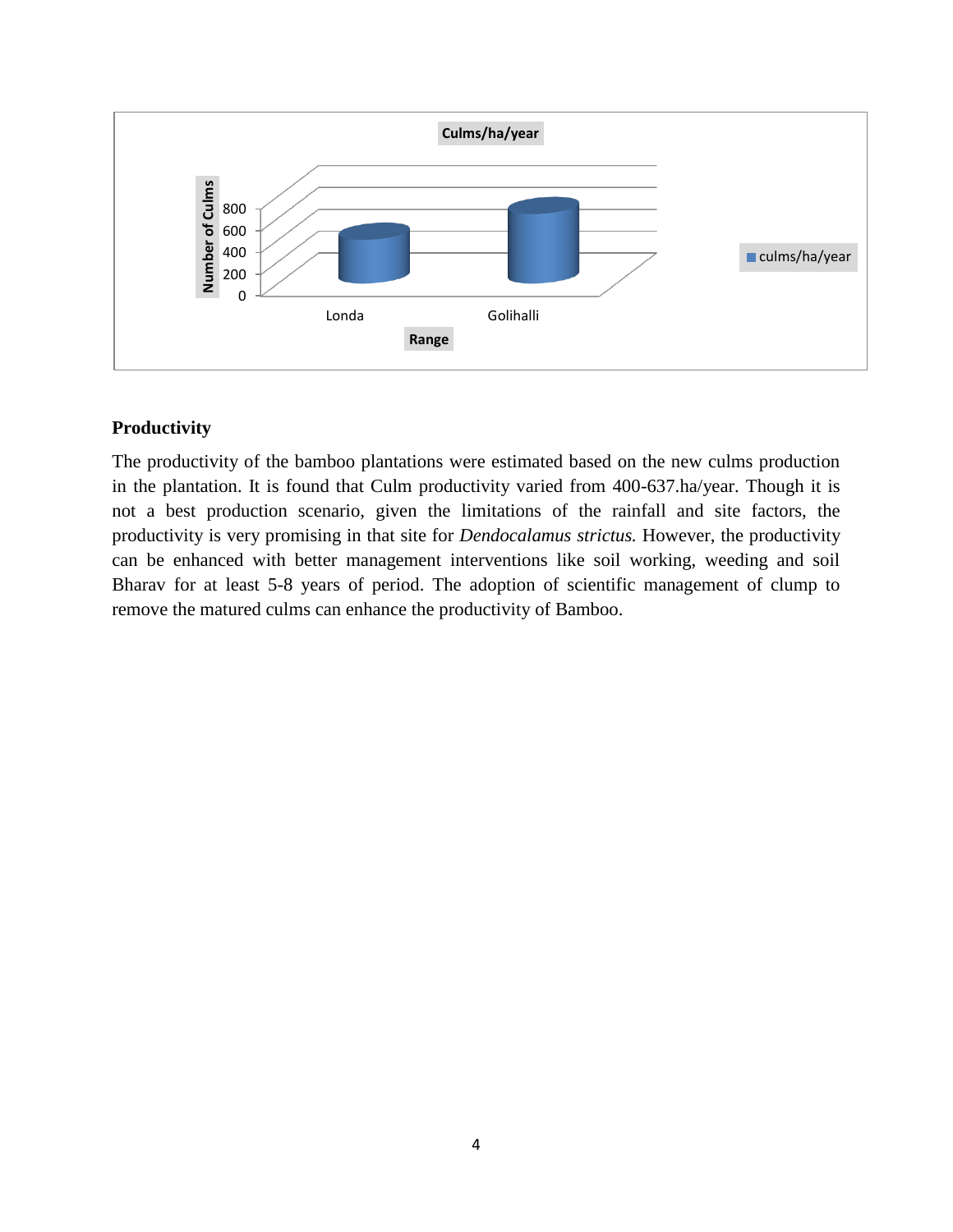Culms/ha/year

| Range | culms/ha/year |
|---|---|
| Londa | |
| Golihalli | |

Number of Culms: 0, 200, 400, 600, 800

### Productivity

The productivity of the bamboo plantations were estimated based on the new culms production in the plantation. It is found that Culm productivity varied from 400-637.ha/year. Though it is not a best production scenario, given the limitations of the rainfall and site factors, the productivity is very promising in that site for *Dendocalamus strictus.* However, the productivity can be enhanced with better management interventions like soil working, weeding and soil Bharav for at least 5-8 years of period. The adoption of scientific management of clump to remove the matured culms can enhance the productivity of Bamboo.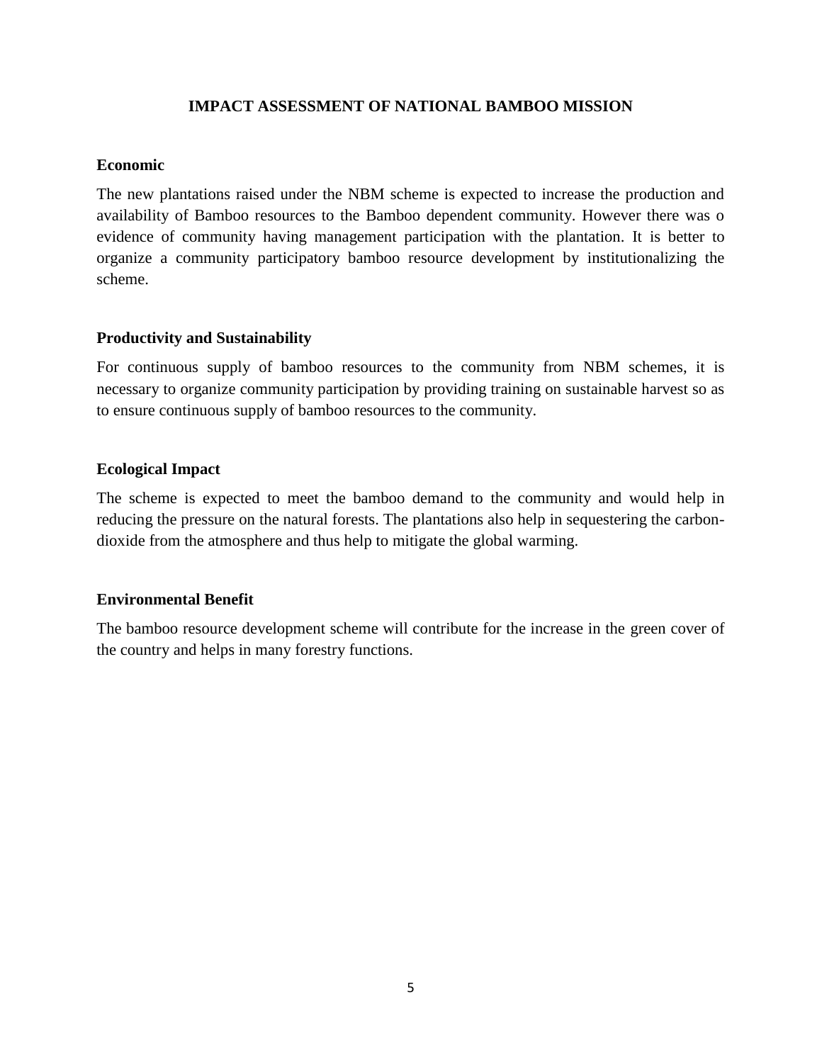# IMPACT ASSESSMENT OF NATIONAL BAMBOO MISSION

**Economic**

The new plantations raised under the NBM scheme is expected to increase the production and availability of Bamboo resources to the Bamboo dependent community. However there was o evidence of community having management participation with the plantation. It is better to organize a community participatory bamboo resource development by institutionalizing the scheme.

**Productivity and Sustainability**

For continuous supply of bamboo resources to the community from NBM schemes, it is necessary to organize community participation by providing training on sustainable harvest so as to ensure continuous supply of bamboo resources to the community.

**Ecological Impact**

The scheme is expected to meet the bamboo demand to the community and would help in reducing the pressure on the natural forests. The plantations also help in sequestering the carbon-dioxide from the atmosphere and thus help to mitigate the global warming.

**Environmental Benefit**

The bamboo resource development scheme will contribute for the increase in the green cover of the country and helps in many forestry functions.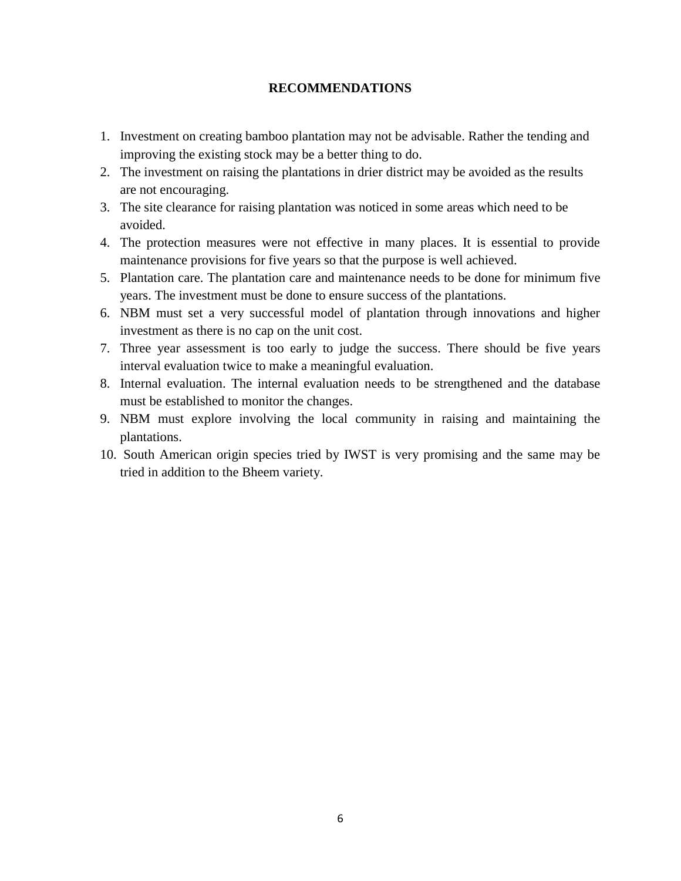# RECOMMENDATIONS

1. Investment on creating bamboo plantation may not be advisable. Rather the tending and improving the existing stock may be a better thing to do.
2. The investment on raising the plantations in drier district may be avoided as the results are not encouraging.
3. The site clearance for raising plantation was noticed in some areas which need to be avoided.
4. The protection measures were not effective in many places. It is essential to provide maintenance provisions for five years so that the purpose is well achieved.
5. Plantation care. The plantation care and maintenance needs to be done for minimum five years. The investment must be done to ensure success of the plantations.
6. NBM must set a very successful model of plantation through innovations and higher investment as there is no cap on the unit cost.
7. Three year assessment is too early to judge the success. There should be five years interval evaluation twice to make a meaningful evaluation.
8. Internal evaluation. The internal evaluation needs to be strengthened and the database must be established to monitor the changes.
9. NBM must explore involving the local community in raising and maintaining the plantations.
10. South American origin species tried by IWST is very promising and the same may be tried in addition to the Bheem variety.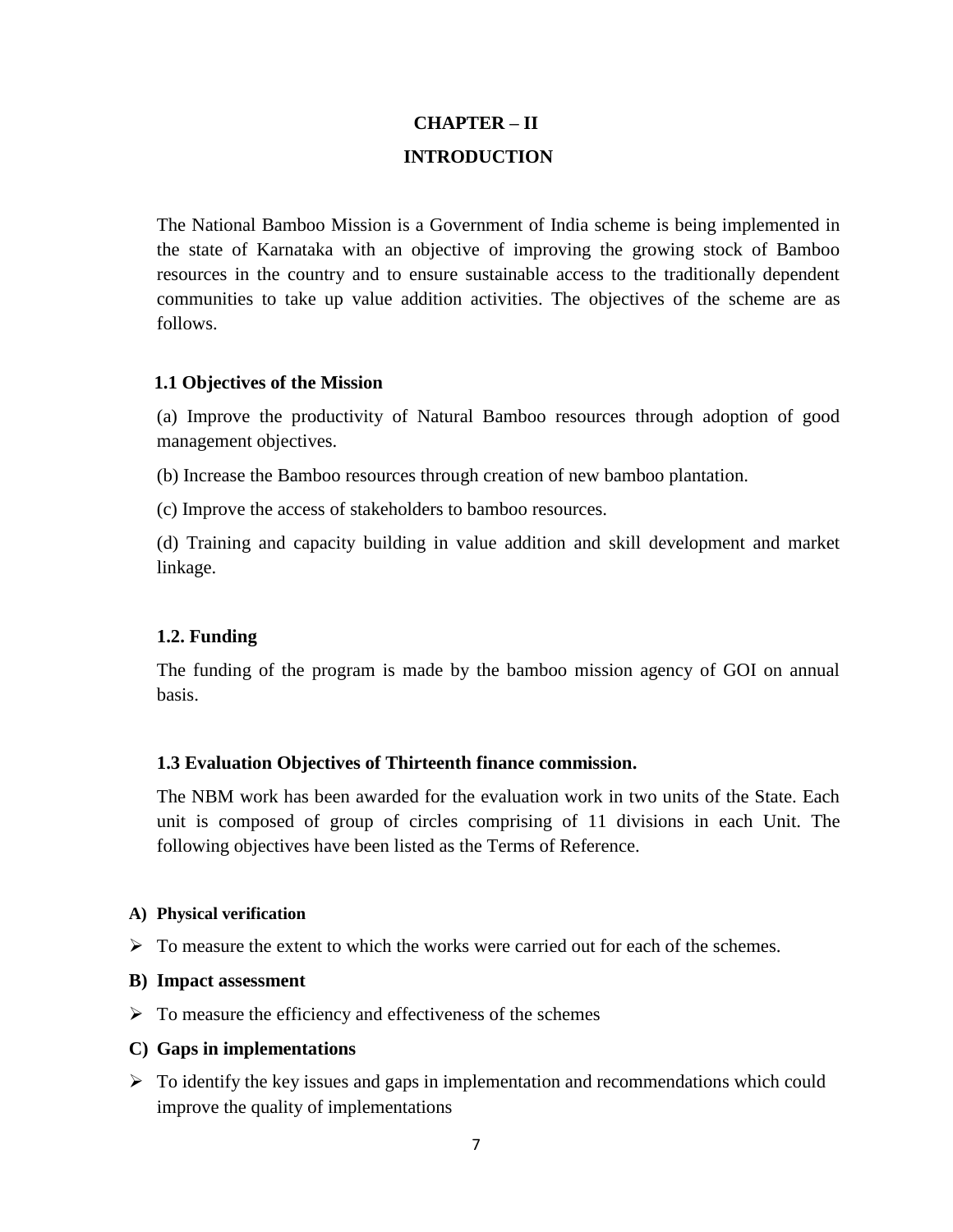# CHAPTER – II

# INTRODUCTION

The National Bamboo Mission is a Government of India scheme is being implemented in the state of Karnataka with an objective of improving the growing stock of Bamboo resources in the country and to ensure sustainable access to the traditionally dependent communities to take up value addition activities. The objectives of the scheme are as follows.

### 1.1 Objectives of the Mission

(a) Improve the productivity of Natural Bamboo resources through adoption of good management objectives.

(b) Increase the Bamboo resources through creation of new bamboo plantation.

(c) Improve the access of stakeholders to bamboo resources.

(d) Training and capacity building in value addition and skill development and market linkage.

### 1.2. Funding

The funding of the program is made by the bamboo mission agency of GOI on annual basis.

### 1.3 Evaluation Objectives of Thirteenth finance commission.

The NBM work has been awarded for the evaluation work in two units of the State. Each unit is composed of group of circles comprising of 11 divisions in each Unit. The following objectives have been listed as the Terms of Reference.

**A) Physical verification**

- To measure the extent to which the works were carried out for each of the schemes.

**B) Impact assessment**

- To measure the efficiency and effectiveness of the schemes

**C) Gaps in implementations**

- To identify the key issues and gaps in implementation and recommendations which could improve the quality of implementations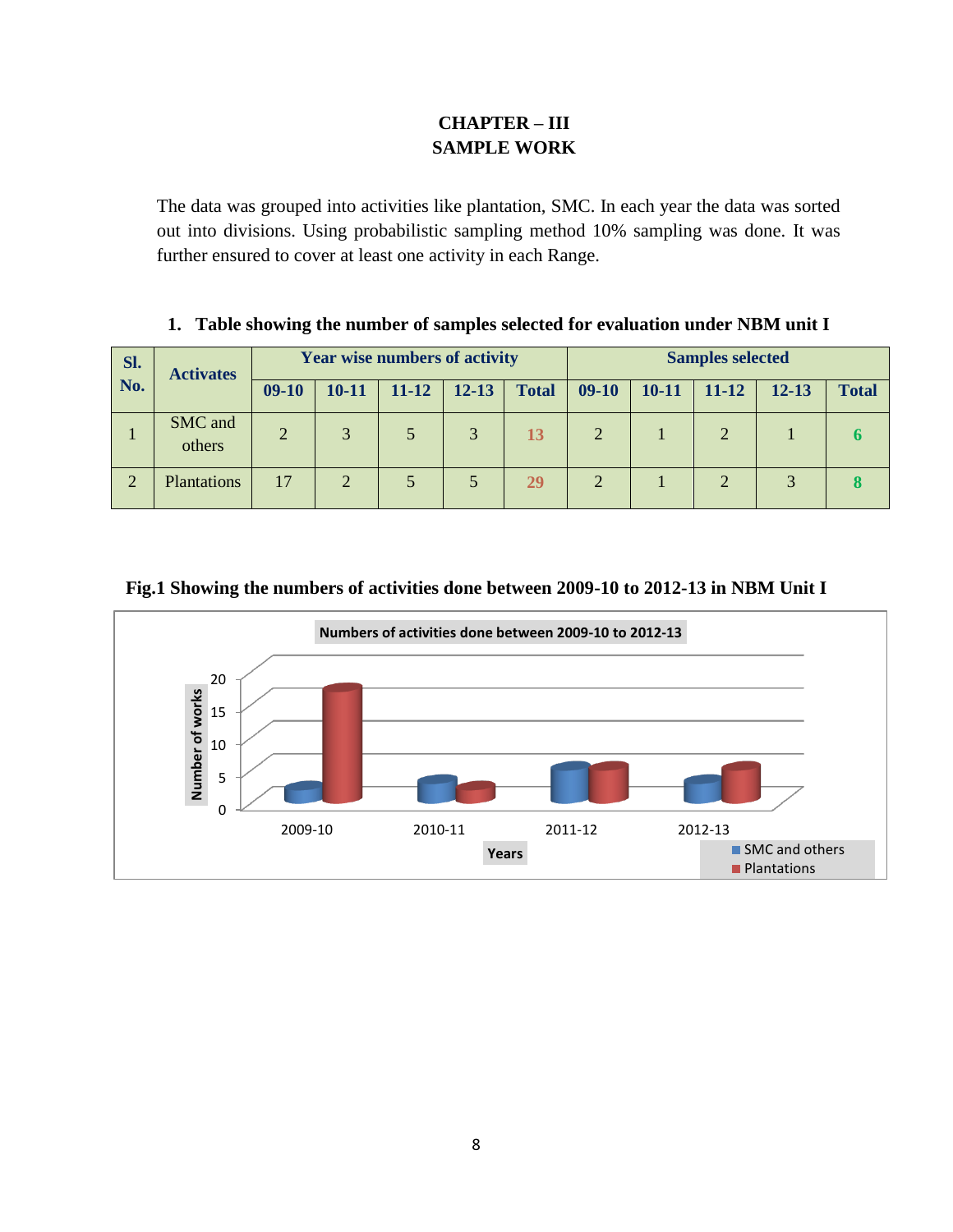# CHAPTER – III
# SAMPLE WORK

The data was grouped into activities like plantation, SMC. In each year the data was sorted out into divisions. Using probabilistic sampling method 10% sampling was done. It was further ensured to cover at least one activity in each Range.

**1. Table showing the number of samples selected for evaluation under NBM unit I**

| Sl. No. | Activates | Year wise numbers of activity | | | | | Samples selected | | | | |
|---|---|---|---|---|---|---|---|---|---|---|---|
| | | 09-10 | 10-11 | 11-12 | 12-13 | Total | 09-10 | 10-11 | 11-12 | 12-13 | Total |
| 1 | SMC and others | 2 | 3 | 5 | 3 | 13 | 2 | 1 | 2 | 1 | 6 |
| 2 | Plantations | 17 | 2 | 5 | 5 | 29 | 2 | 1 | 2 | 3 | 8 |

**Fig.1 Showing the numbers of activities done between 2009-10 to 2012-13 in NBM Unit I**

Numbers of activities done between 2009-10 to 2012-13

| Years | SMC and others | Plantations |
|---|---|---|
| 2009-10 | 2 | 17 |
| 2010-11 | 3 | 2 |
| 2011-12 | 5 | 5 |
| 2012-13 | 3 | 5 |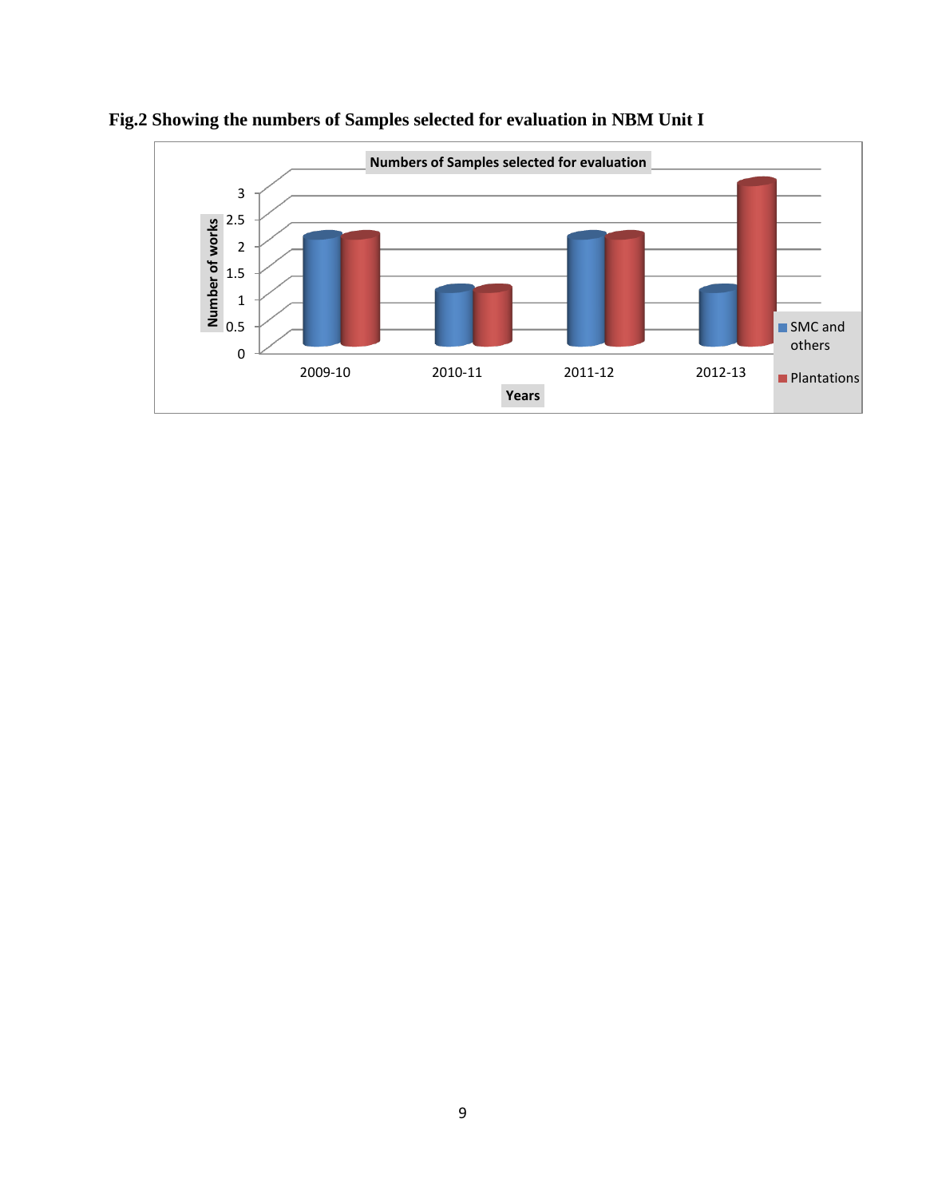**Fig.2 Showing the numbers of Samples selected for evaluation in NBM Unit I**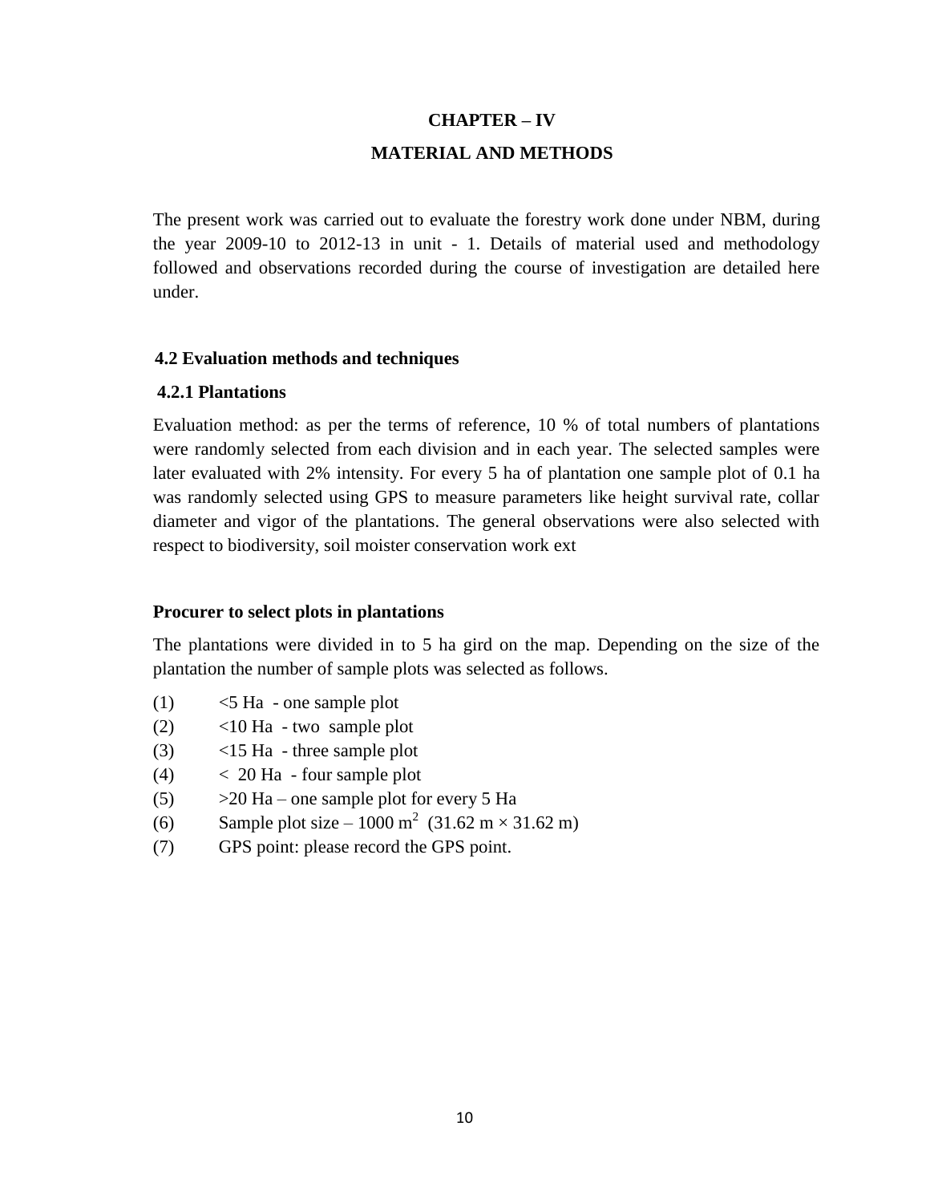# CHAPTER – IV

# MATERIAL AND METHODS

The present work was carried out to evaluate the forestry work done under NBM, during the year 2009-10 to 2012-13 in unit - 1. Details of material used and methodology followed and observations recorded during the course of investigation are detailed here under.

## 4.2 Evaluation methods and techniques

### 4.2.1 Plantations

Evaluation method: as per the terms of reference, 10 % of total numbers of plantations were randomly selected from each division and in each year. The selected samples were later evaluated with 2% intensity. For every 5 ha of plantation one sample plot of 0.1 ha was randomly selected using GPS to measure parameters like height survival rate, collar diameter and vigor of the plantations. The general observations were also selected with respect to biodiversity, soil moister conservation work ext

**Procurer to select plots in plantations**

The plantations were divided in to 5 ha gird on the map. Depending on the size of the plantation the number of sample plots was selected as follows.

(1) <5 Ha - one sample plot

(2) <10 Ha - two sample plot

(3) <15 Ha - three sample plot

(4) < 20 Ha - four sample plot

(5) >20 Ha – one sample plot for every 5 Ha

(6) Sample plot size – 1000 $m^2$ (31.62 m × 31.62 m)

(7) GPS point: please record the GPS point.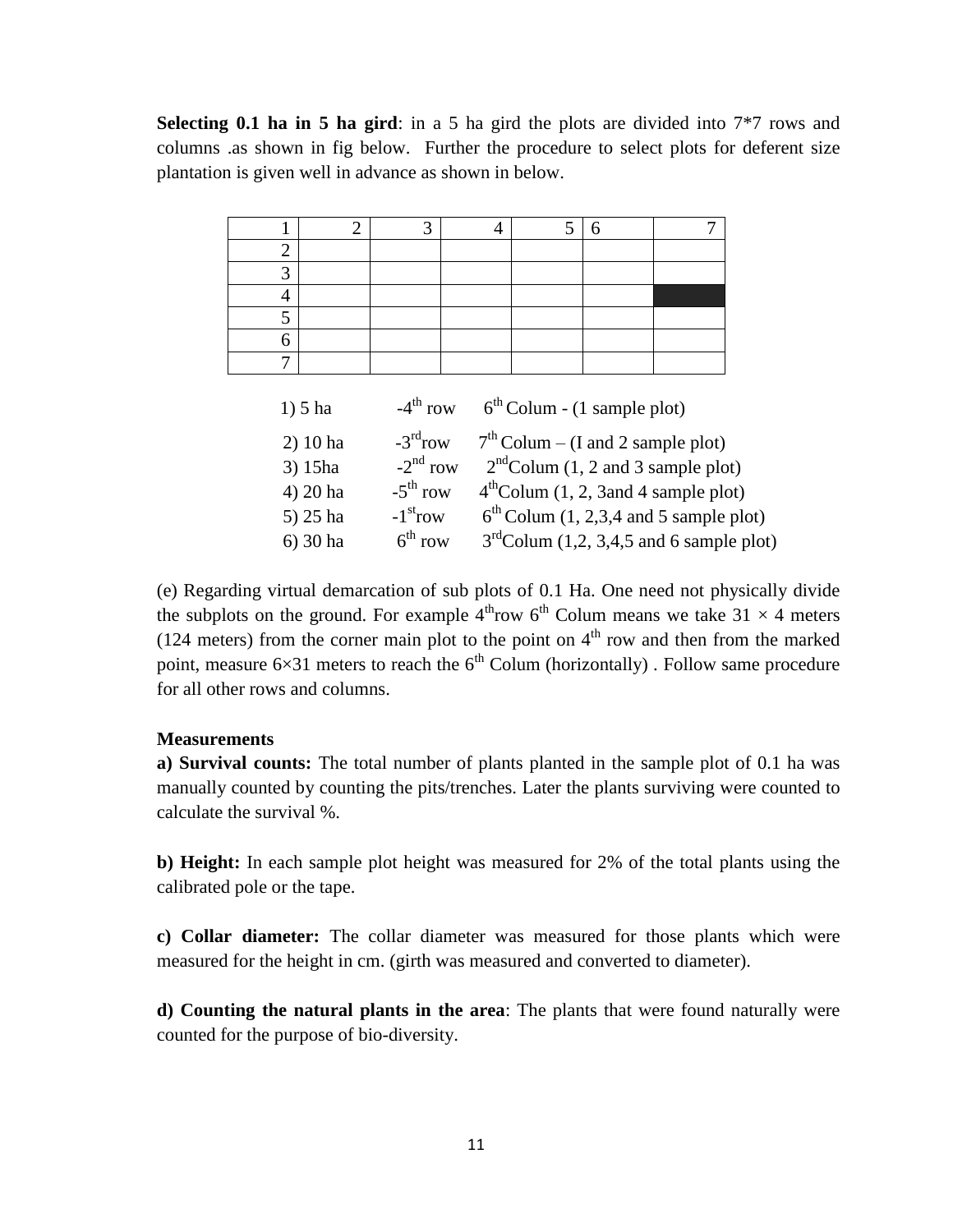**Selecting 0.1 ha in 5 ha gird**: in a 5 ha gird the plots are divided into 7*7 rows and columns .as shown in fig below. Further the procedure to select plots for deferent size plantation is given well in advance as shown in below.

| 1 | 2 | 3 | 4 | 5 | 6 | 7 |
|---|---|---|---|---|---|---|
| 2 | | | | | | |
| 3 | | | | | | |
| 4 | | | | | | ■ |
| 5 | | | | | | |
| 6 | | | | | | |
| 7 | | | | | | |

1) 5 ha -4th row 6th Colum - (1 sample plot)

2) 10 ha -3rd row 7th Colum – (I and 2 sample plot)

3) 15ha -2nd row 2nd Colum (1, 2 and 3 sample plot)

4) 20 ha -5th row 4th Colum (1, 2, 3and 4 sample plot)

5) 25 ha -1st row 6th Colum (1, 2,3,4 and 5 sample plot)

6) 30 ha 6th row 3rd Colum (1,2, 3,4,5 and 6 sample plot)

(e) Regarding virtual demarcation of sub plots of 0.1 Ha. One need not physically divide the subplots on the ground. For example 4th row 6th Colum means we take $31 \times 4$ meters (124 meters) from the corner main plot to the point on 4th row and then from the marked point, measure $6 \times 31$ meters to reach the 6th Colum (horizontally) . Follow same procedure for all other rows and columns.

**Measurements**

**a) Survival counts:** The total number of plants planted in the sample plot of 0.1 ha was manually counted by counting the pits/trenches. Later the plants surviving were counted to calculate the survival %.

**b) Height:** In each sample plot height was measured for 2% of the total plants using the calibrated pole or the tape.

**c) Collar diameter:** The collar diameter was measured for those plants which were measured for the height in cm. (girth was measured and converted to diameter).

**d) Counting the natural plants in the area**: The plants that were found naturally were counted for the purpose of bio-diversity.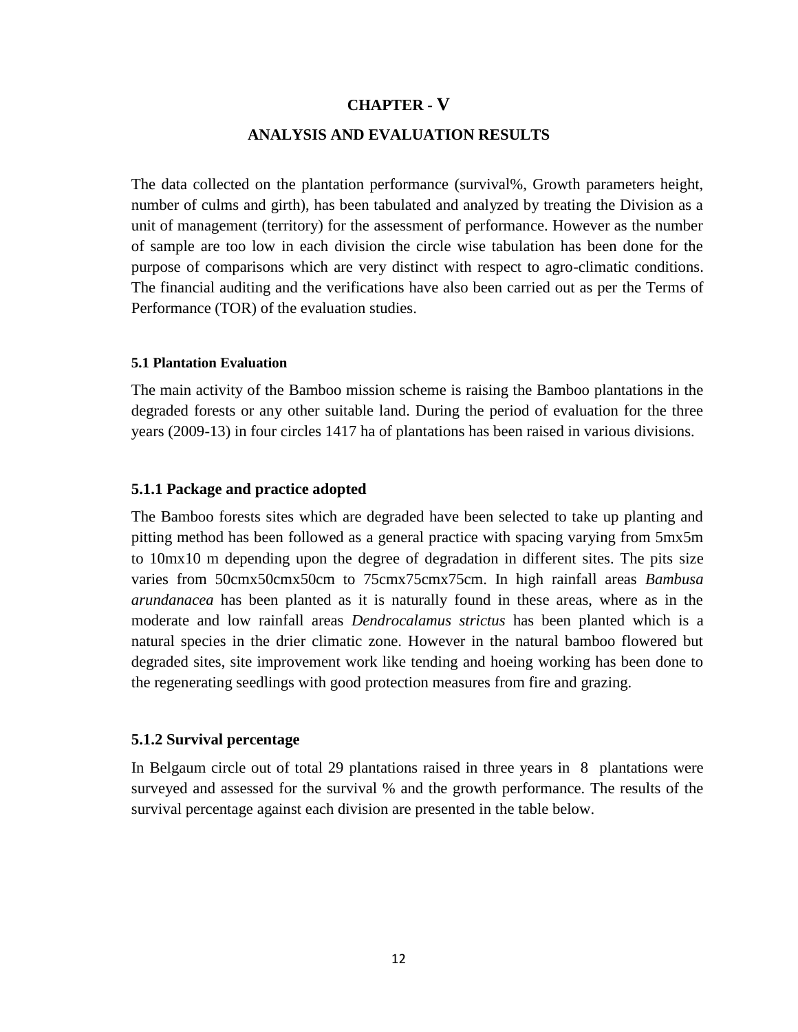# CHAPTER - V

## ANALYSIS AND EVALUATION RESULTS

The data collected on the plantation performance (survival%, Growth parameters height, number of culms and girth), has been tabulated and analyzed by treating the Division as a unit of management (territory) for the assessment of performance. However as the number of sample are too low in each division the circle wise tabulation has been done for the purpose of comparisons which are very distinct with respect to agro-climatic conditions. The financial auditing and the verifications have also been carried out as per the Terms of Performance (TOR) of the evaluation studies.

#### 5.1 Plantation Evaluation

The main activity of the Bamboo mission scheme is raising the Bamboo plantations in the degraded forests or any other suitable land. During the period of evaluation for the three years (2009-13) in four circles 1417 ha of plantations has been raised in various divisions.

### 5.1.1 Package and practice adopted

The Bamboo forests sites which are degraded have been selected to take up planting and pitting method has been followed as a general practice with spacing varying from 5mx5m to 10mx10 m depending upon the degree of degradation in different sites. The pits size varies from 50cmx50cmx50cm to 75cmx75cmx75cm. In high rainfall areas *Bambusa arundanacea* has been planted as it is naturally found in these areas, where as in the moderate and low rainfall areas *Dendrocalamus strictus* has been planted which is a natural species in the drier climatic zone. However in the natural bamboo flowered but degraded sites, site improvement work like tending and hoeing working has been done to the regenerating seedlings with good protection measures from fire and grazing.

### 5.1.2 Survival percentage

In Belgaum circle out of total 29 plantations raised in three years in 8 plantations were surveyed and assessed for the survival % and the growth performance. The results of the survival percentage against each division are presented in the table below.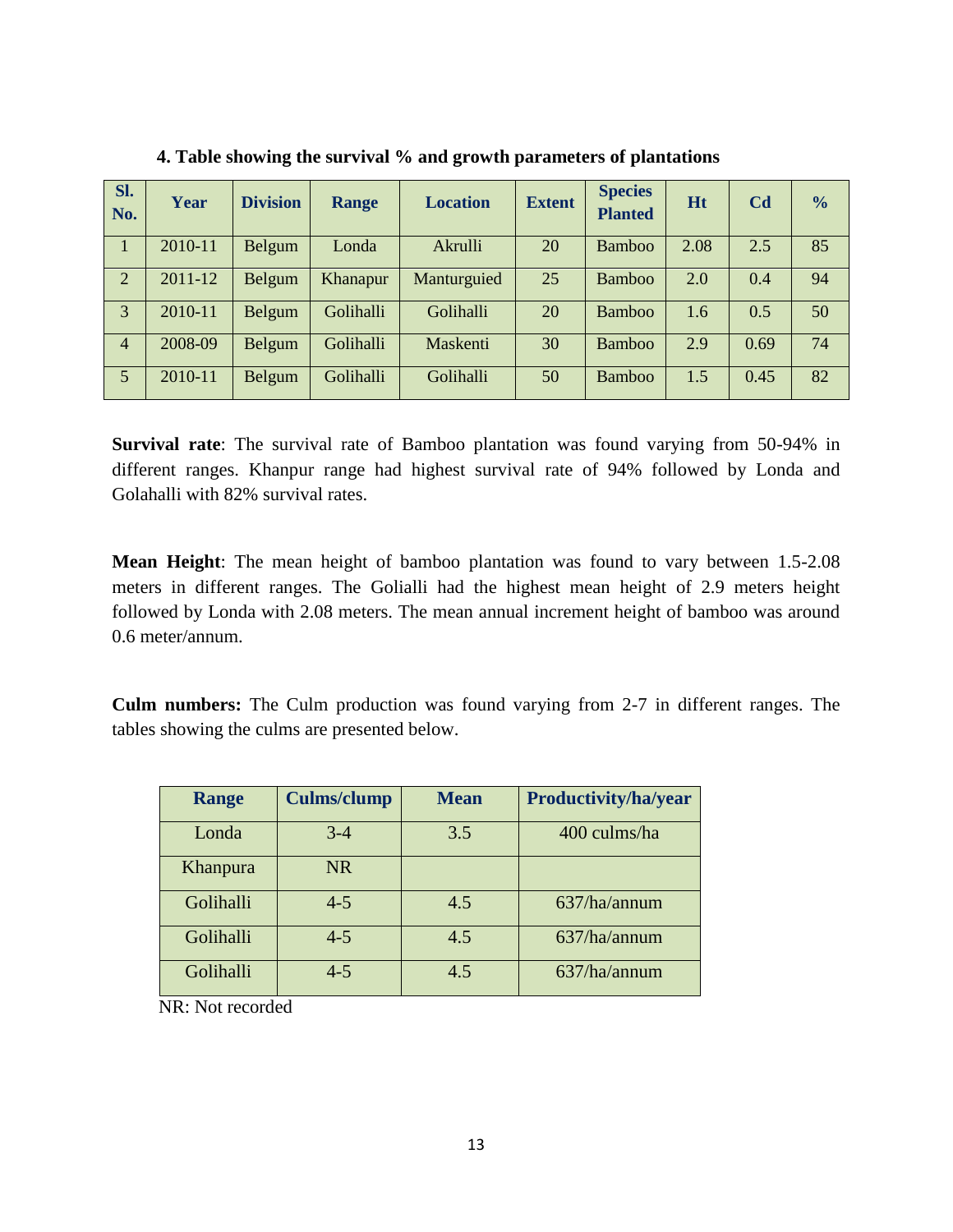**4. Table showing the survival % and growth parameters of plantations**

| Sl. No. | Year | Division | Range | Location | Extent | Species Planted | Ht | Cd | % |
|---|---|---|---|---|---|---|---|---|---|
| 1 | 2010-11 | Belgum | Londa | Akrulli | 20 | Bamboo | 2.08 | 2.5 | 85 |
| 2 | 2011-12 | Belgum | Khanapur | Manturguied | 25 | Bamboo | 2.0 | 0.4 | 94 |
| 3 | 2010-11 | Belgum | Golihalli | Golihalli | 20 | Bamboo | 1.6 | 0.5 | 50 |
| 4 | 2008-09 | Belgum | Golihalli | Maskenti | 30 | Bamboo | 2.9 | 0.69 | 74 |
| 5 | 2010-11 | Belgum | Golihalli | Golihalli | 50 | Bamboo | 1.5 | 0.45 | 82 |

**Survival rate**: The survival rate of Bamboo plantation was found varying from 50-94% in different ranges. Khanpur range had highest survival rate of 94% followed by Londa and Golahalli with 82% survival rates.

**Mean Height**: The mean height of bamboo plantation was found to vary between 1.5-2.08 meters in different ranges. The Golialli had the highest mean height of 2.9 meters height followed by Londa with 2.08 meters. The mean annual increment height of bamboo was around 0.6 meter/annum.

**Culm numbers:** The Culm production was found varying from 2-7 in different ranges. The tables showing the culms are presented below.

| Range | Culms/clump | Mean | Productivity/ha/year |
|---|---|---|---|
| Londa | 3-4 | 3.5 | 400 culms/ha |
| Khanpura | NR | | |
| Golihalli | 4-5 | 4.5 | 637/ha/annum |
| Golihalli | 4-5 | 4.5 | 637/ha/annum |
| Golihalli | 4-5 | 4.5 | 637/ha/annum |

NR: Not recorded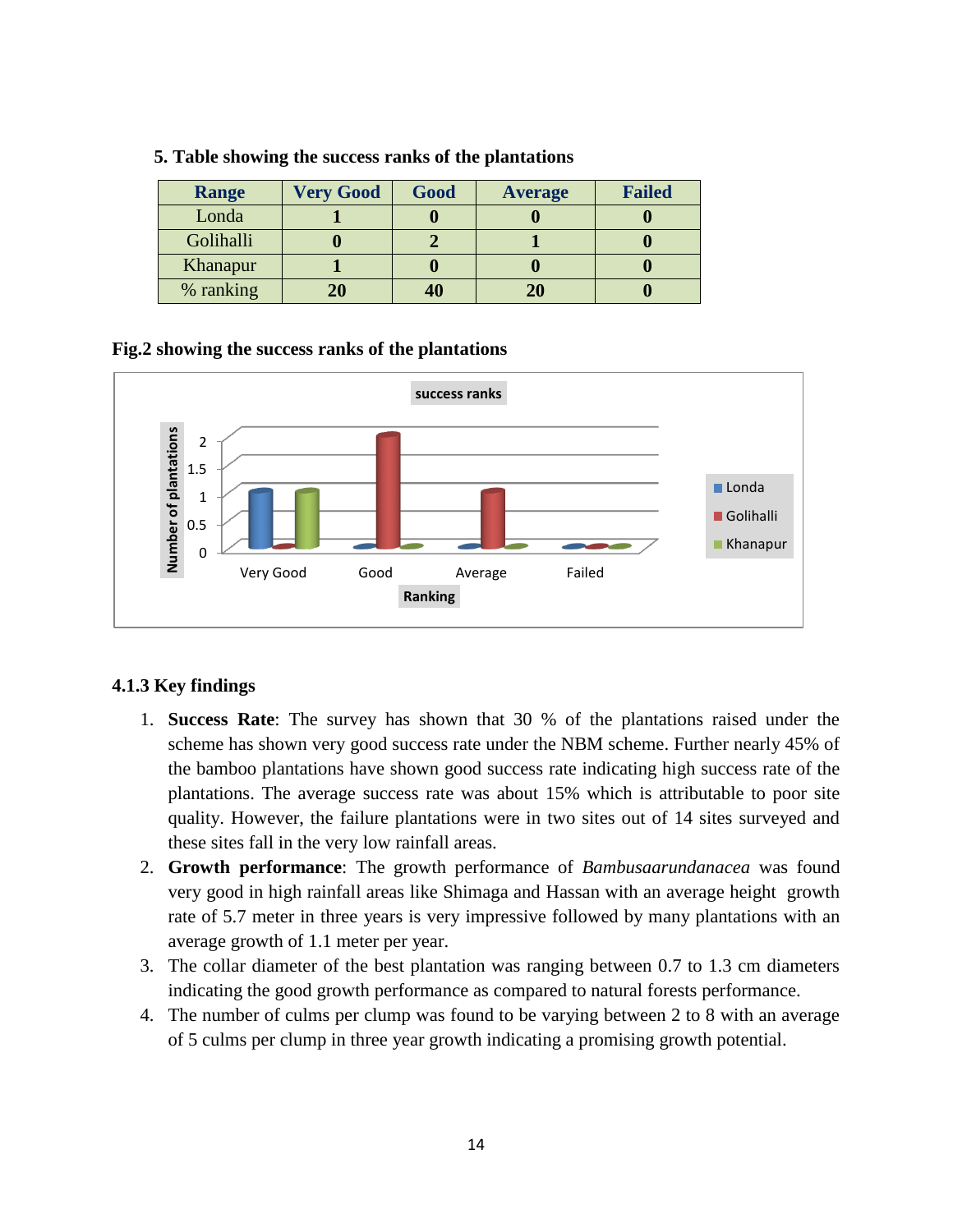**5. Table showing the success ranks of the plantations**

| Range | Very Good | Good | Average | Failed |
|---|---|---|---|---|
| Londa | **1** | **0** | **0** | **0** |
| Golihalli | **0** | **2** | **1** | **0** |
| Khanapur | **1** | **0** | **0** | **0** |
| % ranking | **20** | **40** | **20** | **0** |

**Fig.2 showing the success ranks of the plantations**

### 4.1.3 Key findings

1. **Success Rate**: The survey has shown that 30 % of the plantations raised under the scheme has shown very good success rate under the NBM scheme. Further nearly 45% of the bamboo plantations have shown good success rate indicating high success rate of the plantations. The average success rate was about 15% which is attributable to poor site quality. However, the failure plantations were in two sites out of 14 sites surveyed and these sites fall in the very low rainfall areas.
2. **Growth performance**: The growth performance of *Bambusaarundanacea* was found very good in high rainfall areas like Shimaga and Hassan with an average height growth rate of 5.7 meter in three years is very impressive followed by many plantations with an average growth of 1.1 meter per year.
3. The collar diameter of the best plantation was ranging between 0.7 to 1.3 cm diameters indicating the good growth performance as compared to natural forests performance.
4. The number of culms per clump was found to be varying between 2 to 8 with an average of 5 culms per clump in three year growth indicating a promising growth potential.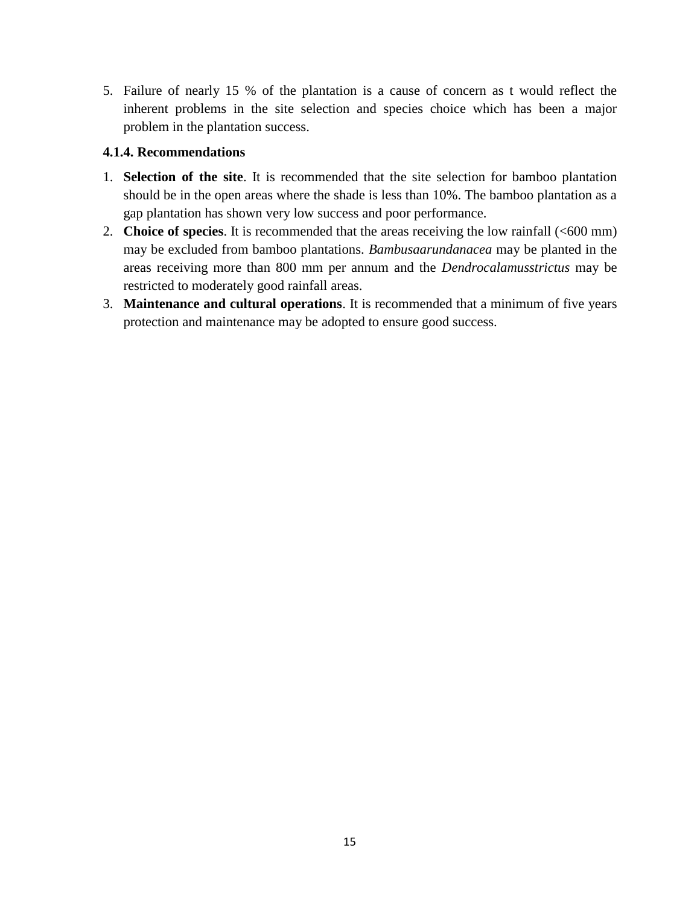5. Failure of nearly 15 % of the plantation is a cause of concern as t would reflect the inherent problems in the site selection and species choice which has been a major problem in the plantation success.

#### 4.1.4. Recommendations

1. **Selection of the site**. It is recommended that the site selection for bamboo plantation should be in the open areas where the shade is less than 10%. The bamboo plantation as a gap plantation has shown very low success and poor performance.
2. **Choice of species**. It is recommended that the areas receiving the low rainfall (<600 mm) may be excluded from bamboo plantations. *Bambusaarundanacea* may be planted in the areas receiving more than 800 mm per annum and the *Dendrocalamusstrictus* may be restricted to moderately good rainfall areas.
3. **Maintenance and cultural operations**. It is recommended that a minimum of five years protection and maintenance may be adopted to ensure good success.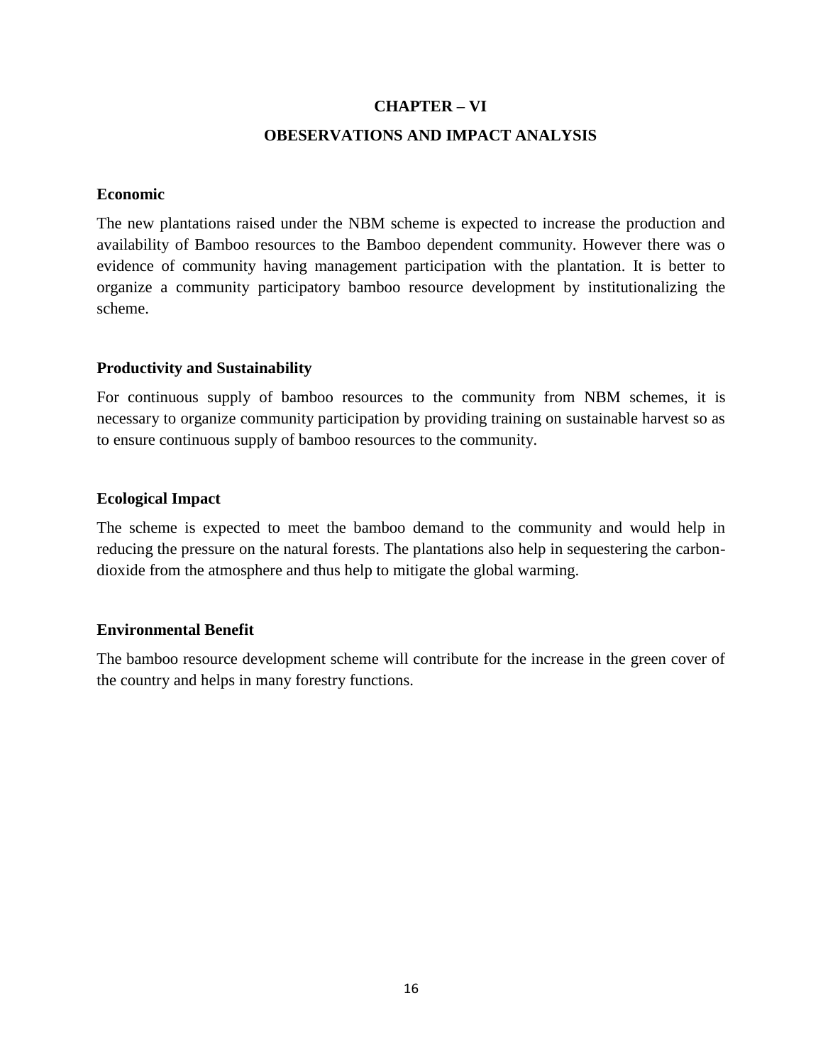# CHAPTER – VI

## OBESERVATIONS AND IMPACT ANALYSIS

### Economic

The new plantations raised under the NBM scheme is expected to increase the production and availability of Bamboo resources to the Bamboo dependent community. However there was o evidence of community having management participation with the plantation. It is better to organize a community participatory bamboo resource development by institutionalizing the scheme.

### Productivity and Sustainability

For continuous supply of bamboo resources to the community from NBM schemes, it is necessary to organize community participation by providing training on sustainable harvest so as to ensure continuous supply of bamboo resources to the community.

### Ecological Impact

The scheme is expected to meet the bamboo demand to the community and would help in reducing the pressure on the natural forests. The plantations also help in sequestering the carbon-dioxide from the atmosphere and thus help to mitigate the global warming.

### Environmental Benefit

The bamboo resource development scheme will contribute for the increase in the green cover of the country and helps in many forestry functions.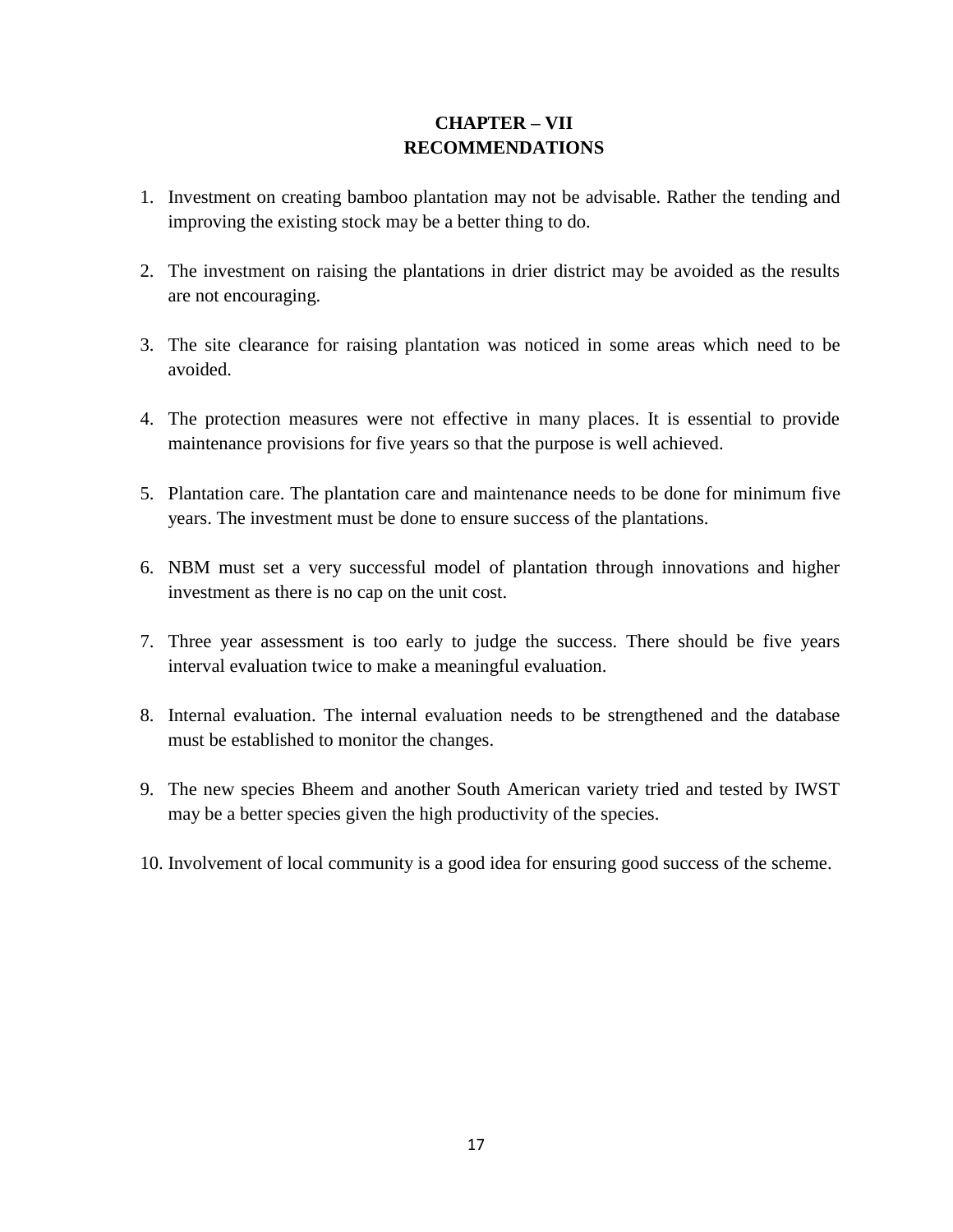# CHAPTER – VII
# RECOMMENDATIONS

1. Investment on creating bamboo plantation may not be advisable. Rather the tending and improving the existing stock may be a better thing to do.

2. The investment on raising the plantations in drier district may be avoided as the results are not encouraging.

3. The site clearance for raising plantation was noticed in some areas which need to be avoided.

4. The protection measures were not effective in many places. It is essential to provide maintenance provisions for five years so that the purpose is well achieved.

5. Plantation care. The plantation care and maintenance needs to be done for minimum five years. The investment must be done to ensure success of the plantations.

6. NBM must set a very successful model of plantation through innovations and higher investment as there is no cap on the unit cost.

7. Three year assessment is too early to judge the success. There should be five years interval evaluation twice to make a meaningful evaluation.

8. Internal evaluation. The internal evaluation needs to be strengthened and the database must be established to monitor the changes.

9. The new species Bheem and another South American variety tried and tested by IWST may be a better species given the high productivity of the species.

10. Involvement of local community is a good idea for ensuring good success of the scheme.